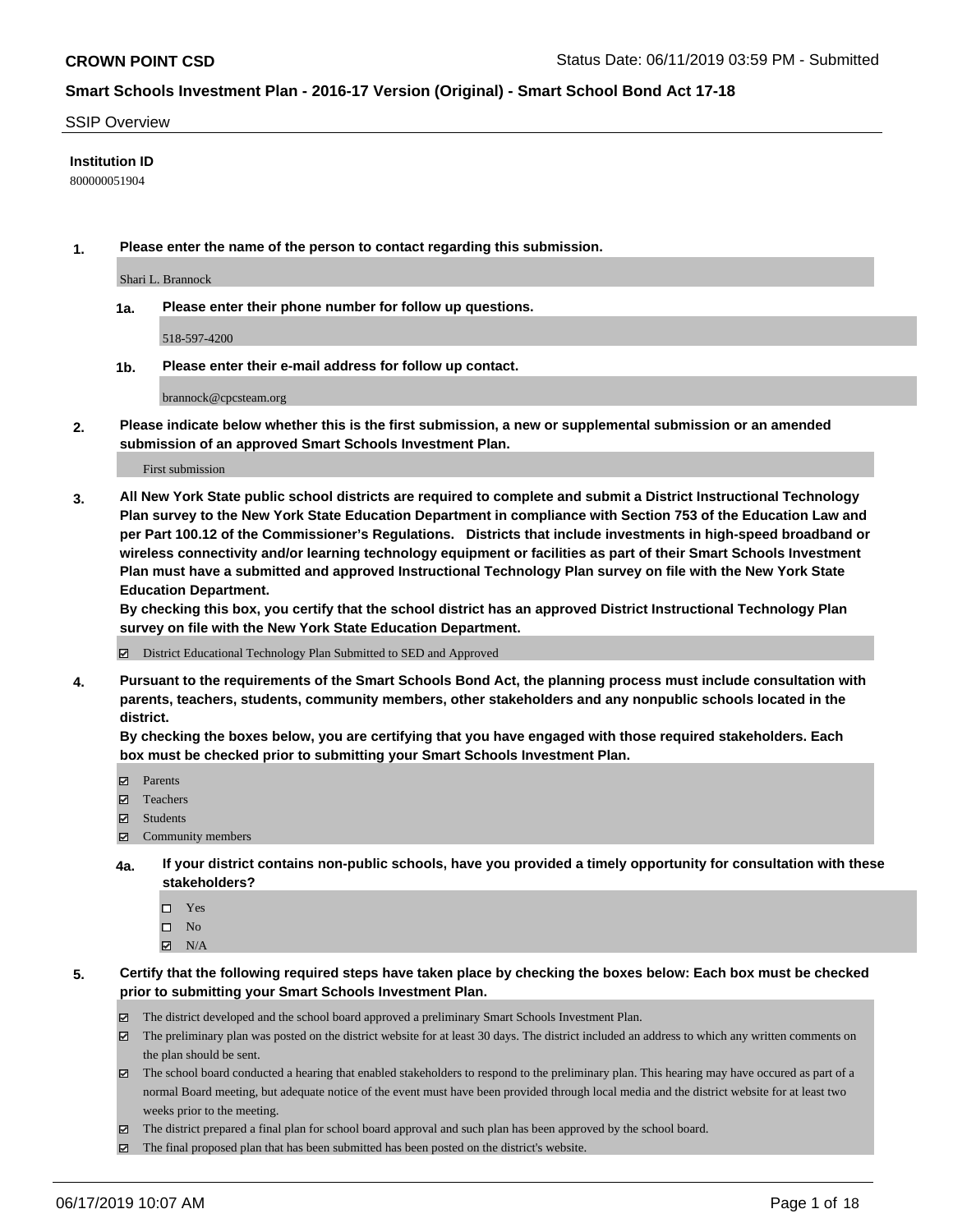**CROWN POINT CSD** Status Date: 06/11/2019 03:59 PM - Submitted

**Smart Schools Investment Plan - 2016-17 Version (Original) - Smart School Bond Act 17-18**

SSIP Overview

**Institution ID**

800000051904

**1. Please enter the name of the person to contact regarding this submission.**

Shari L. Brannock

**1a. Please enter their phone number for follow up questions.**

518-597-4200

**1b. Please enter their e-mail address for follow up contact.**

brannock@cpcsteam.org

**2. Please indicate below whether this is the first submission, a new or supplemental submission or an amended submission of an approved Smart Schools Investment Plan.**

First submission

**3. All New York State public school districts are required to complete and submit a District Instructional Technology Plan survey to the New York State Education Department in compliance with Section 753 of the Education Law and per Part 100.12 of the Commissioner's Regulations. Districts that include investments in high-speed broadband or wireless connectivity and/or learning technology equipment or facilities as part of their Smart Schools Investment Plan must have a submitted and approved Instructional Technology Plan survey on file with the New York State Education Department.**
**By checking this box, you certify that the school district has an approved District Instructional Technology Plan survey on file with the New York State Education Department.**

- [x] District Educational Technology Plan Submitted to SED and Approved

**4. Pursuant to the requirements of the Smart Schools Bond Act, the planning process must include consultation with parents, teachers, students, community members, other stakeholders and any nonpublic schools located in the district.**
**By checking the boxes below, you are certifying that you have engaged with those required stakeholders. Each box must be checked prior to submitting your Smart Schools Investment Plan.**

- [x] Parents
- [x] Teachers
- [x] Students
- [x] Community members

**4a. If your district contains non-public schools, have you provided a timely opportunity for consultation with these stakeholders?**

- [ ] Yes
- [ ] No
- [x] N/A

**5. Certify that the following required steps have taken place by checking the boxes below: Each box must be checked prior to submitting your Smart Schools Investment Plan.**

- [x] The district developed and the school board approved a preliminary Smart Schools Investment Plan.
- [x] The preliminary plan was posted on the district website for at least 30 days. The district included an address to which any written comments on the plan should be sent.
- [x] The school board conducted a hearing that enabled stakeholders to respond to the preliminary plan. This hearing may have occured as part of a normal Board meeting, but adequate notice of the event must have been provided through local media and the district website for at least two weeks prior to the meeting.
- [x] The district prepared a final plan for school board approval and such plan has been approved by the school board.
- [x] The final proposed plan that has been submitted has been posted on the district's website.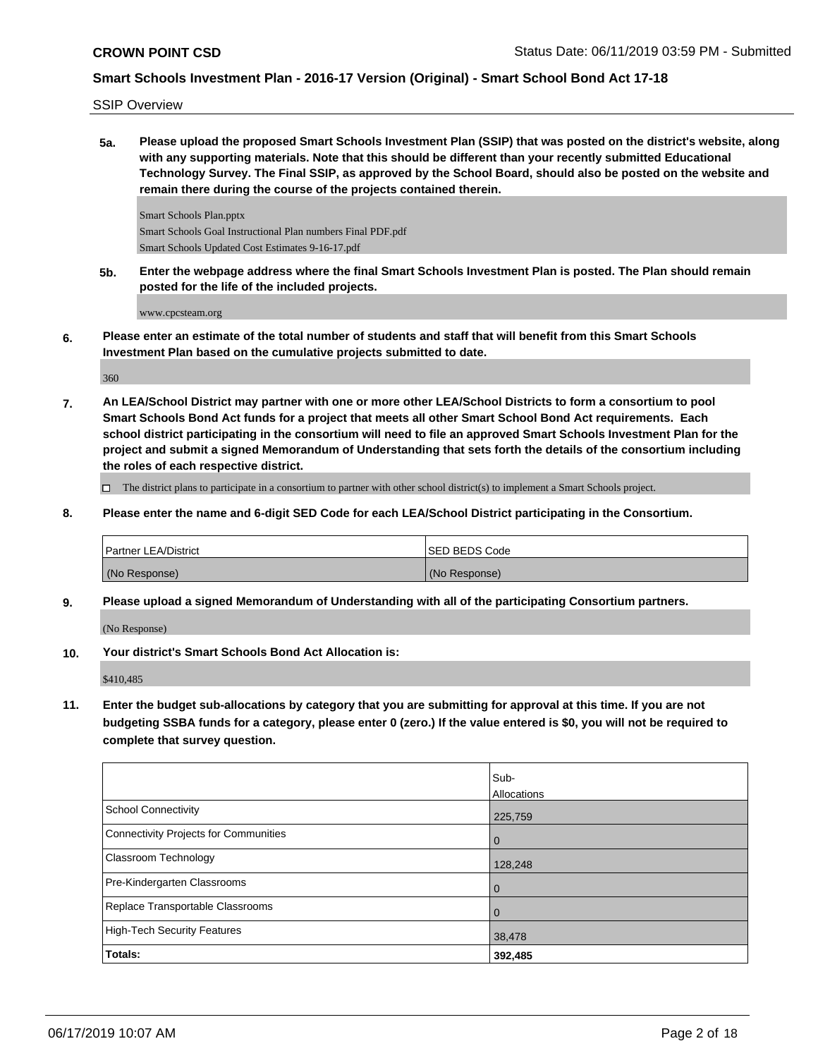SSIP Overview

**5a. Please upload the proposed Smart Schools Investment Plan (SSIP) that was posted on the district's website, along with any supporting materials. Note that this should be different than your recently submitted Educational Technology Survey. The Final SSIP, as approved by the School Board, should also be posted on the website and remain there during the course of the projects contained therein.**

Smart Schools Plan.pptx
Smart Schools Goal Instructional Plan numbers Final PDF.pdf
Smart Schools Updated Cost Estimates 9-16-17.pdf

**5b. Enter the webpage address where the final Smart Schools Investment Plan is posted. The Plan should remain posted for the life of the included projects.**

www.cpcsteam.org

**6. Please enter an estimate of the total number of students and staff that will benefit from this Smart Schools Investment Plan based on the cumulative projects submitted to date.**

360

**7. An LEA/School District may partner with one or more other LEA/School Districts to form a consortium to pool Smart Schools Bond Act funds for a project that meets all other Smart School Bond Act requirements. Each school district participating in the consortium will need to file an approved Smart Schools Investment Plan for the project and submit a signed Memorandum of Understanding that sets forth the details of the consortium including the roles of each respective district.**

☐ The district plans to participate in a consortium to partner with other school district(s) to implement a Smart Schools project.

**8. Please enter the name and 6-digit SED Code for each LEA/School District participating in the Consortium.**

| Partner LEA/District | SED BEDS Code |
| --- | --- |
| (No Response) | (No Response) |

**9. Please upload a signed Memorandum of Understanding with all of the participating Consortium partners.**

(No Response)

**10. Your district's Smart Schools Bond Act Allocation is:**

$410,485

**11. Enter the budget sub-allocations by category that you are submitting for approval at this time. If you are not budgeting SSBA funds for a category, please enter 0 (zero.) If the value entered is $0, you will not be required to complete that survey question.**

| | Sub-Allocations |
| --- | --- |
| School Connectivity | 225,759 |
| Connectivity Projects for Communities | 0 |
| Classroom Technology | 128,248 |
| Pre-Kindergarten Classrooms | 0 |
| Replace Transportable Classrooms | 0 |
| High-Tech Security Features | 38,478 |
| **Totals:** | **392,485** |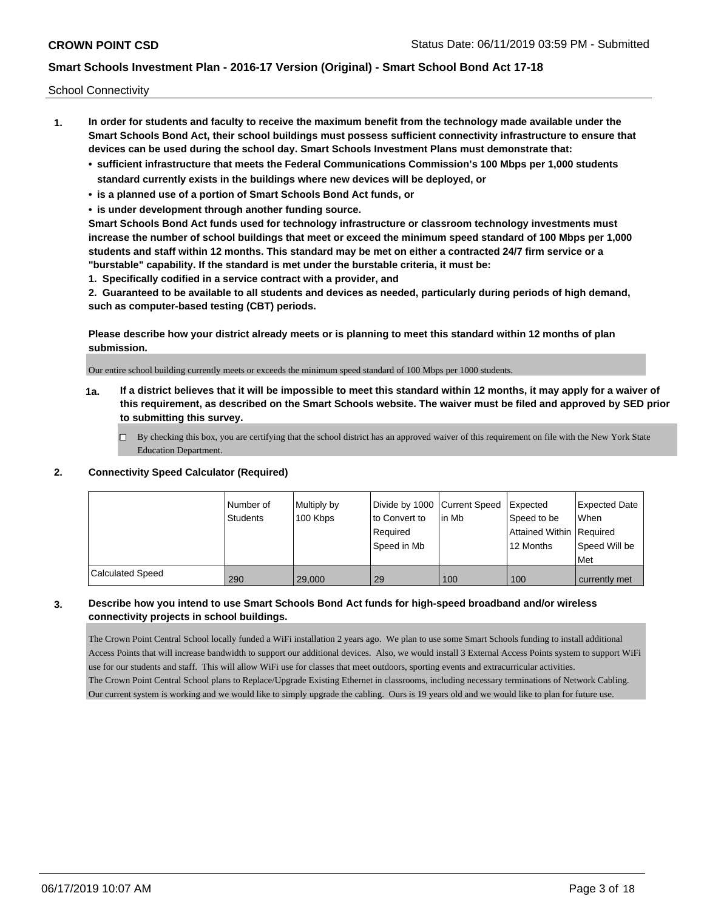School Connectivity

1. **In order for students and faculty to receive the maximum benefit from the technology made available under the Smart Schools Bond Act, their school buildings must possess sufficient connectivity infrastructure to ensure that devices can be used during the school day. Smart Schools Investment Plans must demonstrate that:**
   - **sufficient infrastructure that meets the Federal Communications Commission's 100 Mbps per 1,000 students standard currently exists in the buildings where new devices will be deployed, or**
   - **is a planned use of a portion of Smart Schools Bond Act funds, or**
   - **is under development through another funding source.**

   **Smart Schools Bond Act funds used for technology infrastructure or classroom technology investments must increase the number of school buildings that meet or exceed the minimum speed standard of 100 Mbps per 1,000 students and staff within 12 months. This standard may be met on either a contracted 24/7 firm service or a "burstable" capability. If the standard is met under the burstable criteria, it must be:**

   **1. Specifically codified in a service contract with a provider, and**

   **2. Guaranteed to be available to all students and devices as needed, particularly during periods of high demand, such as computer-based testing (CBT) periods.**

   **Please describe how your district already meets or is planning to meet this standard within 12 months of plan submission.**

   Our entire school building currently meets or exceeds the minimum speed standard of 100 Mbps per 1000 students.

   **1a. If a district believes that it will be impossible to meet this standard within 12 months, it may apply for a waiver of this requirement, as described on the Smart Schools website. The waiver must be filed and approved by SED prior to submitting this survey.**

   ☐ By checking this box, you are certifying that the school district has an approved waiver of this requirement on file with the New York State Education Department.

2. **Connectivity Speed Calculator (Required)**

| | Number of Students | Multiply by 100 Kbps | Divide by 1000 to Convert to Required Speed in Mb | Current Speed in Mb | Expected Speed to be Attained Within 12 Months | Expected Date When Required Speed Will be Met |
|---|---|---|---|---|---|---|
| Calculated Speed | 290 | 29,000 | 29 | 100 | 100 | currently met |

3. **Describe how you intend to use Smart Schools Bond Act funds for high-speed broadband and/or wireless connectivity projects in school buildings.**

   The Crown Point Central School locally funded a WiFi installation 2 years ago. We plan to use some Smart Schools funding to install additional Access Points that will increase bandwidth to support our additional devices. Also, we would install 3 External Access Points system to support WiFi use for our students and staff. This will allow WiFi use for classes that meet outdoors, sporting events and extracurricular activities.
   The Crown Point Central School plans to Replace/Upgrade Existing Ethernet in classrooms, including necessary terminations of Network Cabling. Our current system is working and we would like to simply upgrade the cabling. Ours is 19 years old and we would like to plan for future use.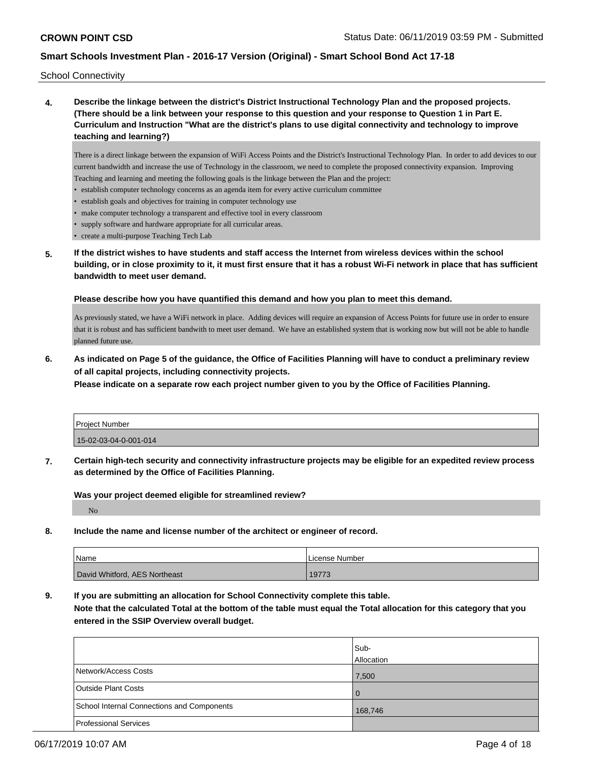School Connectivity

**4. Describe the linkage between the district's District Instructional Technology Plan and the proposed projects. (There should be a link between your response to this question and your response to Question 1 in Part E. Curriculum and Instruction "What are the district's plans to use digital connectivity and technology to improve teaching and learning?)**

There is a direct linkage between the expansion of WiFi Access Points and the District's Instructional Technology Plan. In order to add devices to our current bandwidth and increase the use of Technology in the classroom, we need to complete the proposed connectivity expansion. Improving Teaching and learning and meeting the following goals is the linkage between the Plan and the project:

- establish computer technology concerns as an agenda item for every active curriculum committee
- establish goals and objectives for training in computer technology use
- make computer technology a transparent and effective tool in every classroom
- supply software and hardware appropriate for all curricular areas.
- create a multi-purpose Teaching Tech Lab

**5. If the district wishes to have students and staff access the Internet from wireless devices within the school building, or in close proximity to it, it must first ensure that it has a robust Wi-Fi network in place that has sufficient bandwidth to meet user demand.**

**Please describe how you have quantified this demand and how you plan to meet this demand.**

As previously stated, we have a WiFi network in place. Adding devices will require an expansion of Access Points for future use in order to ensure that it is robust and has sufficient bandwith to meet user demand. We have an established system that is working now but will not be able to handle planned future use.

**6. As indicated on Page 5 of the guidance, the Office of Facilities Planning will have to conduct a preliminary review of all capital projects, including connectivity projects.**
**Please indicate on a separate row each project number given to you by the Office of Facilities Planning.**

| Project Number |
|---|
| 15-02-03-04-0-001-014 |

**7. Certain high-tech security and connectivity infrastructure projects may be eligible for an expedited review process as determined by the Office of Facilities Planning.**

**Was your project deemed eligible for streamlined review?**

No

**8. Include the name and license number of the architect or engineer of record.**

| Name | License Number |
|---|---|
| David Whitford, AES Northeast | 19773 |

**9. If you are submitting an allocation for School Connectivity complete this table.**
**Note that the calculated Total at the bottom of the table must equal the Total allocation for this category that you entered in the SSIP Overview overall budget.**

| | Sub-Allocation |
|---|---|
| Network/Access Costs | 7,500 |
| Outside Plant Costs | 0 |
| School Internal Connections and Components | 168,746 |
| Professional Services | |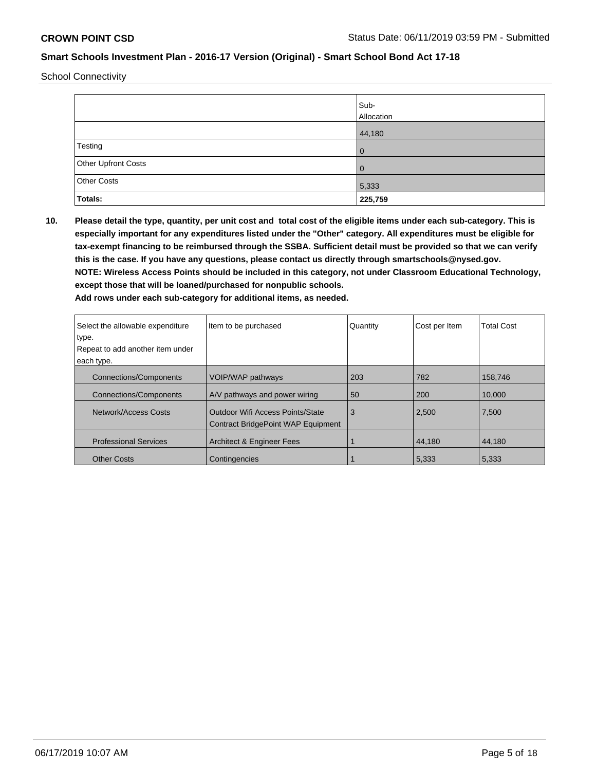School Connectivity

| | Sub-Allocation |
|---|---|
| | 44,180 |
| Testing | 0 |
| Other Upfront Costs | 0 |
| Other Costs | 5,333 |
| **Totals:** | **225,759** |

**10. Please detail the type, quantity, per unit cost and total cost of the eligible items under each sub-category. This is especially important for any expenditures listed under the "Other" category. All expenditures must be eligible for tax-exempt financing to be reimbursed through the SSBA. Sufficient detail must be provided so that we can verify this is the case. If you have any questions, please contact us directly through smartschools@nysed.gov.**
**NOTE: Wireless Access Points should be included in this category, not under Classroom Educational Technology, except those that will be loaned/purchased for nonpublic schools.**
**Add rows under each sub-category for additional items, as needed.**

| Select the allowable expenditure type. Repeat to add another item under each type. | Item to be purchased | Quantity | Cost per Item | Total Cost |
|---|---|---|---|---|
| Connections/Components | VOIP/WAP pathways | 203 | 782 | 158,746 |
| Connections/Components | A/V pathways and power wiring | 50 | 200 | 10,000 |
| Network/Access Costs | Outdoor Wifi Access Points/State Contract BridgePoint WAP Equipment | 3 | 2,500 | 7,500 |
| Professional Services | Architect & Engineer Fees | 1 | 44,180 | 44,180 |
| Other Costs | Contingencies | 1 | 5,333 | 5,333 |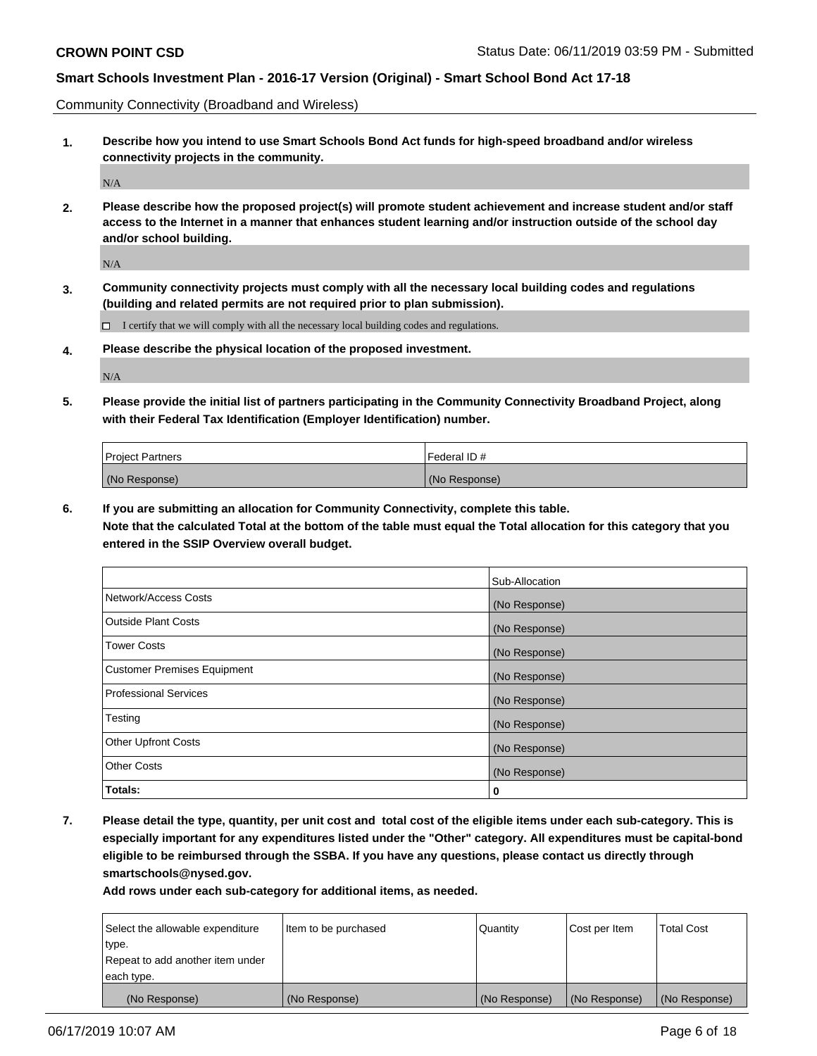Community Connectivity (Broadband and Wireless)

**1. Describe how you intend to use Smart Schools Bond Act funds for high-speed broadband and/or wireless connectivity projects in the community.**

N/A

**2. Please describe how the proposed project(s) will promote student achievement and increase student and/or staff access to the Internet in a manner that enhances student learning and/or instruction outside of the school day and/or school building.**

N/A

**3. Community connectivity projects must comply with all the necessary local building codes and regulations (building and related permits are not required prior to plan submission).**

☐ I certify that we will comply with all the necessary local building codes and regulations.

**4. Please describe the physical location of the proposed investment.**

N/A

**5. Please provide the initial list of partners participating in the Community Connectivity Broadband Project, along with their Federal Tax Identification (Employer Identification) number.**

| Project Partners | Federal ID # |
|---|---|
| (No Response) | (No Response) |

**6. If you are submitting an allocation for Community Connectivity, complete this table. Note that the calculated Total at the bottom of the table must equal the Total allocation for this category that you entered in the SSIP Overview overall budget.**

| | Sub-Allocation |
|---|---|
| Network/Access Costs | (No Response) |
| Outside Plant Costs | (No Response) |
| Tower Costs | (No Response) |
| Customer Premises Equipment | (No Response) |
| Professional Services | (No Response) |
| Testing | (No Response) |
| Other Upfront Costs | (No Response) |
| Other Costs | (No Response) |
| **Totals:** | **0** |

**7. Please detail the type, quantity, per unit cost and total cost of the eligible items under each sub-category. This is especially important for any expenditures listed under the "Other" category. All expenditures must be capital-bond eligible to be reimbursed through the SSBA. If you have any questions, please contact us directly through smartschools@nysed.gov.**

**Add rows under each sub-category for additional items, as needed.**

| Select the allowable expenditure type. Repeat to add another item under each type. | Item to be purchased | Quantity | Cost per Item | Total Cost |
|---|---|---|---|---|
| (No Response) | (No Response) | (No Response) | (No Response) | (No Response) |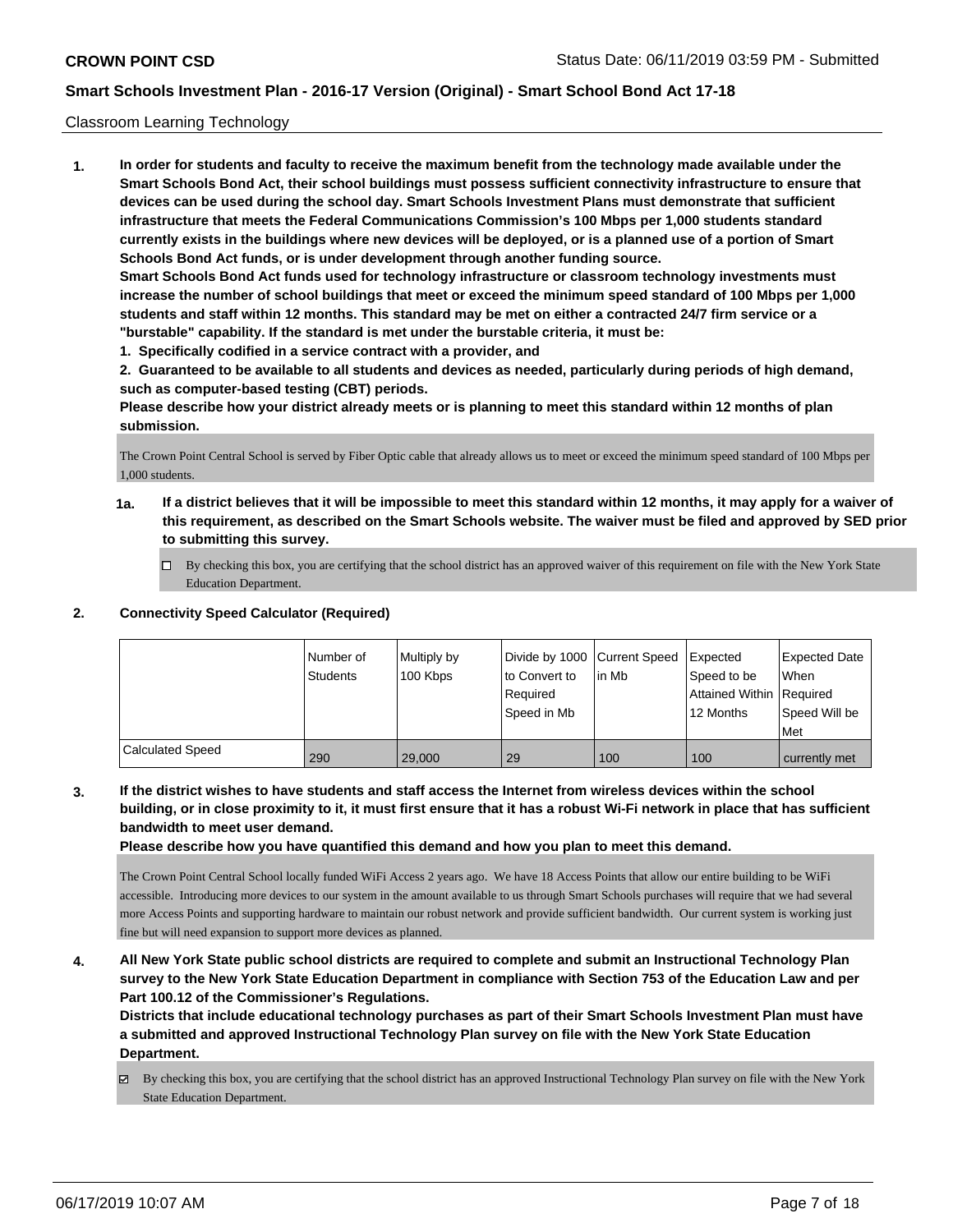Classroom Learning Technology

**1. In order for students and faculty to receive the maximum benefit from the technology made available under the Smart Schools Bond Act, their school buildings must possess sufficient connectivity infrastructure to ensure that devices can be used during the school day. Smart Schools Investment Plans must demonstrate that sufficient infrastructure that meets the Federal Communications Commission's 100 Mbps per 1,000 students standard currently exists in the buildings where new devices will be deployed, or is a planned use of a portion of Smart Schools Bond Act funds, or is under development through another funding source.**

**Smart Schools Bond Act funds used for technology infrastructure or classroom technology investments must increase the number of school buildings that meet or exceed the minimum speed standard of 100 Mbps per 1,000 students and staff within 12 months. This standard may be met on either a contracted 24/7 firm service or a "burstable" capability. If the standard is met under the burstable criteria, it must be:**

**1. Specifically codified in a service contract with a provider, and**

**2. Guaranteed to be available to all students and devices as needed, particularly during periods of high demand, such as computer-based testing (CBT) periods.**

**Please describe how your district already meets or is planning to meet this standard within 12 months of plan submission.**

The Crown Point Central School is served by Fiber Optic cable that already allows us to meet or exceed the minimum speed standard of 100 Mbps per 1,000 students.

**1a. If a district believes that it will be impossible to meet this standard within 12 months, it may apply for a waiver of this requirement, as described on the Smart Schools website. The waiver must be filed and approved by SED prior to submitting this survey.**

☐ By checking this box, you are certifying that the school district has an approved waiver of this requirement on file with the New York State Education Department.

**2. Connectivity Speed Calculator (Required)**

| | Number of Students | Multiply by 100 Kbps | Divide by 1000 to Convert to Required Speed in Mb | Current Speed in Mb | Expected Speed to be Attained Within 12 Months | Expected Date When Required Speed Will be Met |
|---|---|---|---|---|---|---|
| Calculated Speed | 290 | 29,000 | 29 | 100 | 100 | currently met |

**3. If the district wishes to have students and staff access the Internet from wireless devices within the school building, or in close proximity to it, it must first ensure that it has a robust Wi-Fi network in place that has sufficient bandwidth to meet user demand.**

**Please describe how you have quantified this demand and how you plan to meet this demand.**

The Crown Point Central School locally funded WiFi Access 2 years ago. We have 18 Access Points that allow our entire building to be WiFi accessible. Introducing more devices to our system in the amount available to us through Smart Schools purchases will require that we had several more Access Points and supporting hardware to maintain our robust network and provide sufficient bandwidth. Our current system is working just fine but will need expansion to support more devices as planned.

**4. All New York State public school districts are required to complete and submit an Instructional Technology Plan survey to the New York State Education Department in compliance with Section 753 of the Education Law and per Part 100.12 of the Commissioner's Regulations.**

**Districts that include educational technology purchases as part of their Smart Schools Investment Plan must have a submitted and approved Instructional Technology Plan survey on file with the New York State Education Department.**

☑ By checking this box, you are certifying that the school district has an approved Instructional Technology Plan survey on file with the New York State Education Department.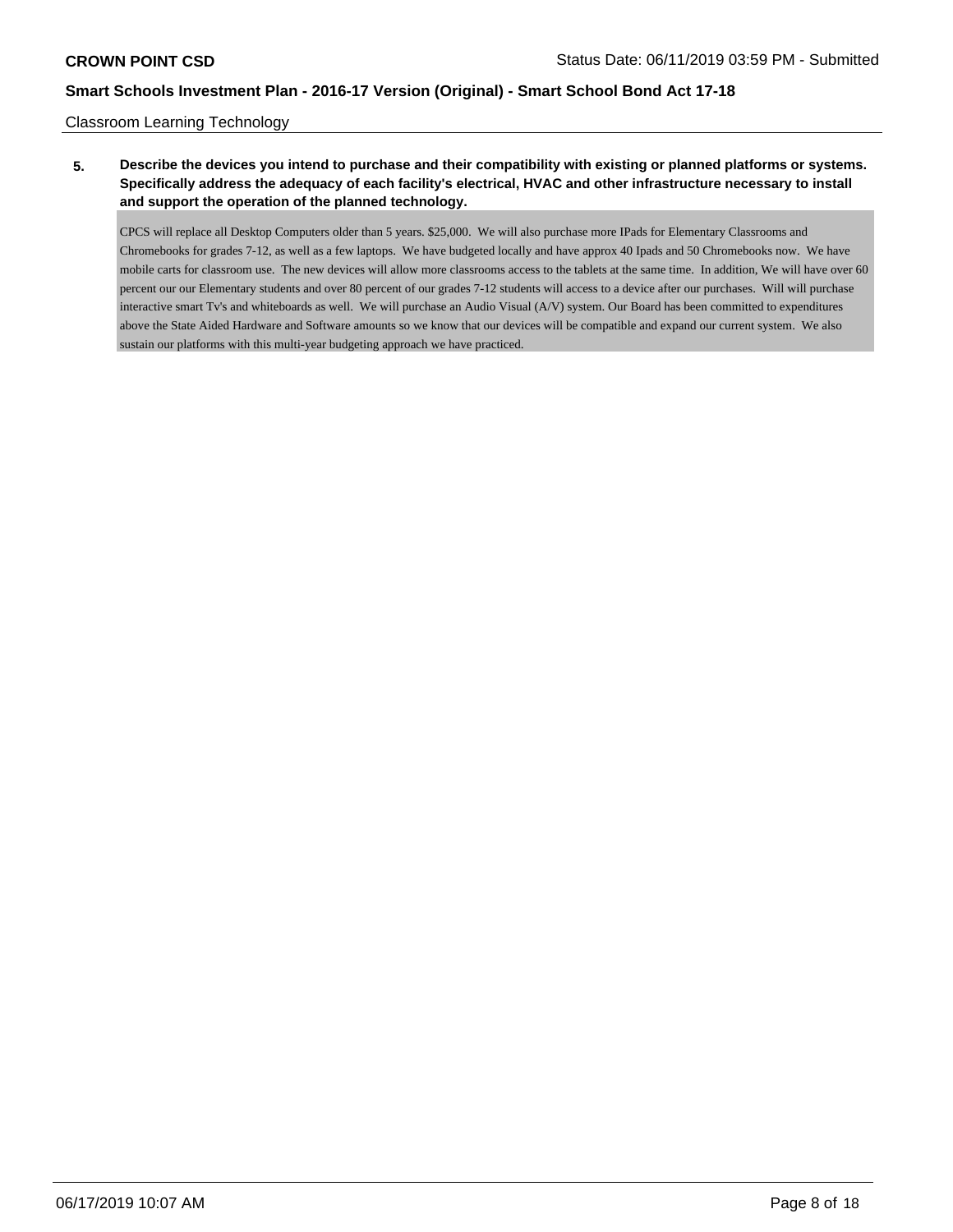Classroom Learning Technology

**5. Describe the devices you intend to purchase and their compatibility with existing or planned platforms or systems. Specifically address the adequacy of each facility's electrical, HVAC and other infrastructure necessary to install and support the operation of the planned technology.**

CPCS will replace all Desktop Computers older than 5 years. $25,000. We will also purchase more IPads for Elementary Classrooms and Chromebooks for grades 7-12, as well as a few laptops. We have budgeted locally and have approx 40 Ipads and 50 Chromebooks now. We have mobile carts for classroom use. The new devices will allow more classrooms access to the tablets at the same time. In addition, We will have over 60 percent our our Elementary students and over 80 percent of our grades 7-12 students will access to a device after our purchases. Will will purchase interactive smart Tv's and whiteboards as well. We will purchase an Audio Visual (A/V) system. Our Board has been committed to expenditures above the State Aided Hardware and Software amounts so we know that our devices will be compatible and expand our current system. We also sustain our platforms with this multi-year budgeting approach we have practiced.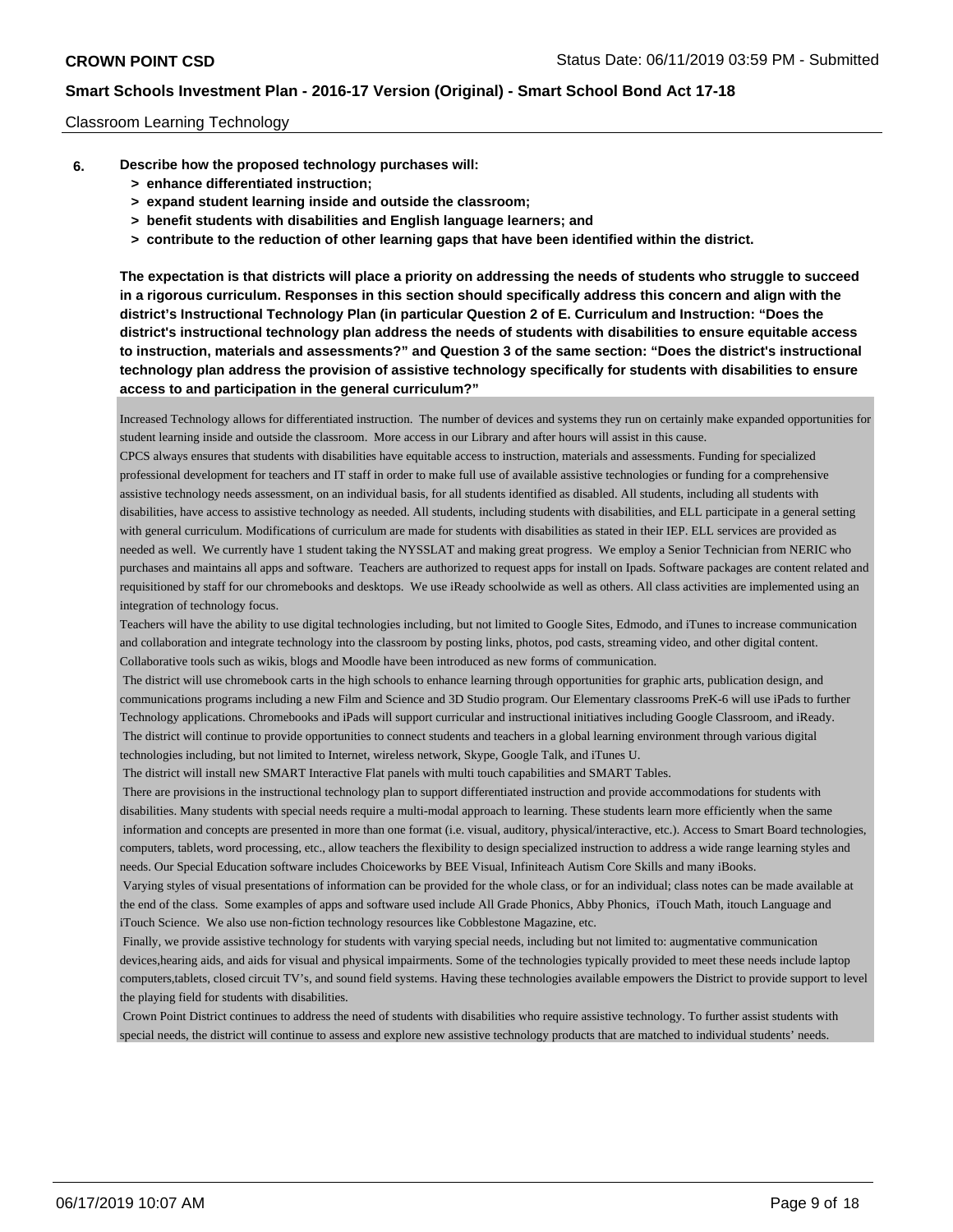Classroom Learning Technology

**6. Describe how the proposed technology purchases will:**

- **> enhance differentiated instruction;**
- **> expand student learning inside and outside the classroom;**
- **> benefit students with disabilities and English language learners; and**
- **> contribute to the reduction of other learning gaps that have been identified within the district.**

**The expectation is that districts will place a priority on addressing the needs of students who struggle to succeed in a rigorous curriculum. Responses in this section should specifically address this concern and align with the district's Instructional Technology Plan (in particular Question 2 of E. Curriculum and Instruction: "Does the district's instructional technology plan address the needs of students with disabilities to ensure equitable access to instruction, materials and assessments?" and Question 3 of the same section: "Does the district's instructional technology plan address the provision of assistive technology specifically for students with disabilities to ensure access to and participation in the general curriculum?"**

Increased Technology allows for differentiated instruction. The number of devices and systems they run on certainly make expanded opportunities for student learning inside and outside the classroom. More access in our Library and after hours will assist in this cause.

CPCS always ensures that students with disabilities have equitable access to instruction, materials and assessments. Funding for specialized professional development for teachers and IT staff in order to make full use of available assistive technologies or funding for a comprehensive assistive technology needs assessment, on an individual basis, for all students identified as disabled. All students, including all students with disabilities, have access to assistive technology as needed. All students, including students with disabilities, and ELL participate in a general setting with general curriculum. Modifications of curriculum are made for students with disabilities as stated in their IEP. ELL services are provided as needed as well. We currently have 1 student taking the NYSSLAT and making great progress. We employ a Senior Technician from NERIC who purchases and maintains all apps and software. Teachers are authorized to request apps for install on Ipads. Software packages are content related and requisitioned by staff for our chromebooks and desktops. We use iReady schoolwide as well as others. All class activities are implemented using an integration of technology focus.

Teachers will have the ability to use digital technologies including, but not limited to Google Sites, Edmodo, and iTunes to increase communication and collaboration and integrate technology into the classroom by posting links, photos, pod casts, streaming video, and other digital content. Collaborative tools such as wikis, blogs and Moodle have been introduced as new forms of communication.

The district will use chromebook carts in the high schools to enhance learning through opportunities for graphic arts, publication design, and communications programs including a new Film and Science and 3D Studio program. Our Elementary classrooms PreK-6 will use iPads to further Technology applications. Chromebooks and iPads will support curricular and instructional initiatives including Google Classroom, and iReady.

The district will continue to provide opportunities to connect students and teachers in a global learning environment through various digital technologies including, but not limited to Internet, wireless network, Skype, Google Talk, and iTunes U.

The district will install new SMART Interactive Flat panels with multi touch capabilities and SMART Tables.

There are provisions in the instructional technology plan to support differentiated instruction and provide accommodations for students with disabilities. Many students with special needs require a multi-modal approach to learning. These students learn more efficiently when the same information and concepts are presented in more than one format (i.e. visual, auditory, physical/interactive, etc.). Access to Smart Board technologies, computers, tablets, word processing, etc., allow teachers the flexibility to design specialized instruction to address a wide range learning styles and needs. Our Special Education software includes Choiceworks by BEE Visual, Infiniteach Autism Core Skills and many iBooks.

Varying styles of visual presentations of information can be provided for the whole class, or for an individual; class notes can be made available at the end of the class. Some examples of apps and software used include All Grade Phonics, Abby Phonics, iTouch Math, itouch Language and iTouch Science. We also use non-fiction technology resources like Cobblestone Magazine, etc.

Finally, we provide assistive technology for students with varying special needs, including but not limited to: augmentative communication devices,hearing aids, and aids for visual and physical impairments. Some of the technologies typically provided to meet these needs include laptop computers,tablets, closed circuit TV's, and sound field systems. Having these technologies available empowers the District to provide support to level the playing field for students with disabilities.

Crown Point District continues to address the need of students with disabilities who require assistive technology. To further assist students with special needs, the district will continue to assess and explore new assistive technology products that are matched to individual students' needs.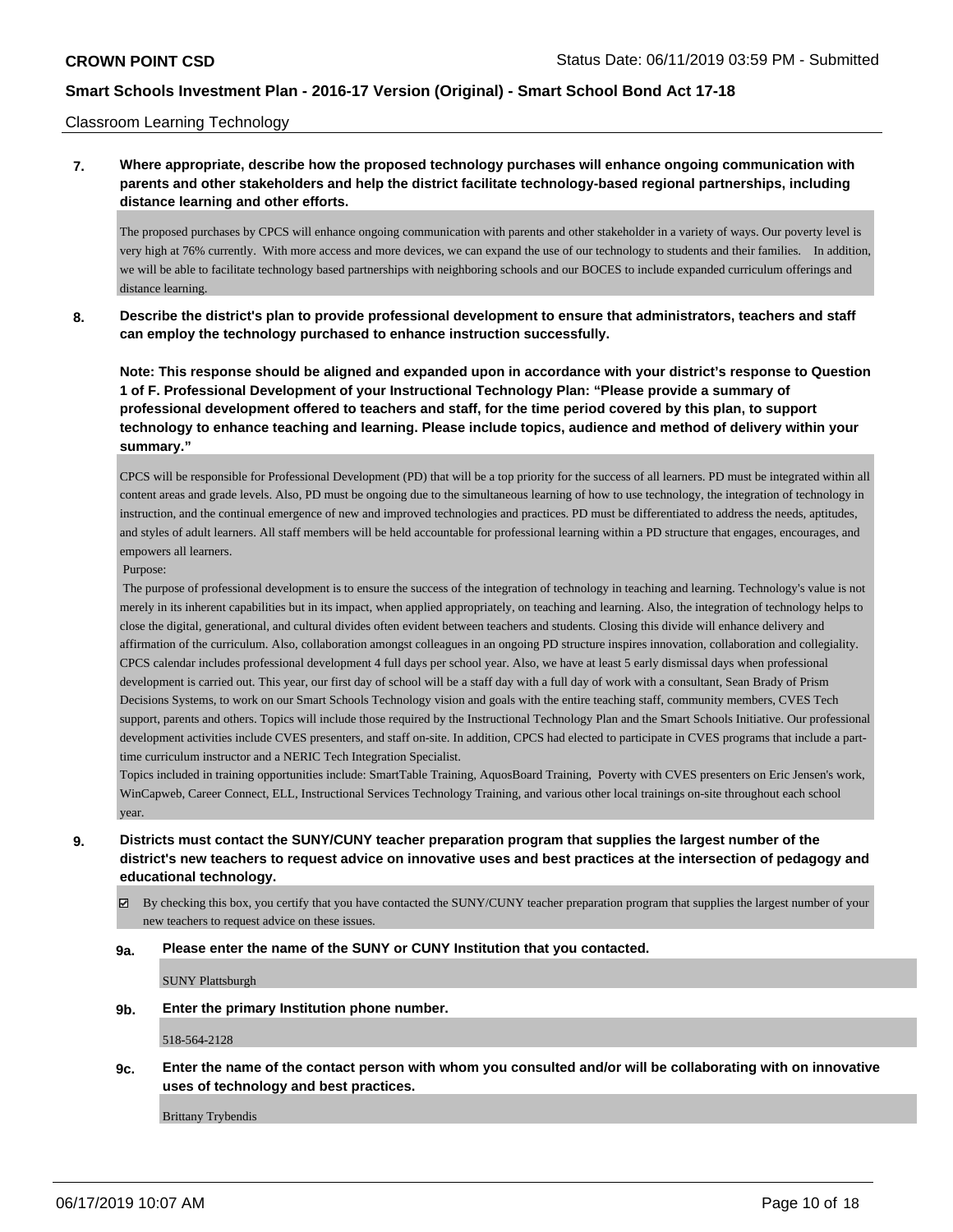Classroom Learning Technology

**7. Where appropriate, describe how the proposed technology purchases will enhance ongoing communication with parents and other stakeholders and help the district facilitate technology-based regional partnerships, including distance learning and other efforts.**

The proposed purchases by CPCS will enhance ongoing communication with parents and other stakeholder in a variety of ways. Our poverty level is very high at 76% currently. With more access and more devices, we can expand the use of our technology to students and their families. In addition, we will be able to facilitate technology based partnerships with neighboring schools and our BOCES to include expanded curriculum offerings and distance learning.

**8. Describe the district's plan to provide professional development to ensure that administrators, teachers and staff can employ the technology purchased to enhance instruction successfully.**

**Note: This response should be aligned and expanded upon in accordance with your district's response to Question 1 of F. Professional Development of your Instructional Technology Plan: "Please provide a summary of professional development offered to teachers and staff, for the time period covered by this plan, to support technology to enhance teaching and learning. Please include topics, audience and method of delivery within your summary."**

CPCS will be responsible for Professional Development (PD) that will be a top priority for the success of all learners. PD must be integrated within all content areas and grade levels. Also, PD must be ongoing due to the simultaneous learning of how to use technology, the integration of technology in instruction, and the continual emergence of new and improved technologies and practices. PD must be differentiated to address the needs, aptitudes, and styles of adult learners. All staff members will be held accountable for professional learning within a PD structure that engages, encourages, and empowers all learners.

Purpose:

The purpose of professional development is to ensure the success of the integration of technology in teaching and learning. Technology's value is not merely in its inherent capabilities but in its impact, when applied appropriately, on teaching and learning. Also, the integration of technology helps to close the digital, generational, and cultural divides often evident between teachers and students. Closing this divide will enhance delivery and affirmation of the curriculum. Also, collaboration amongst colleagues in an ongoing PD structure inspires innovation, collaboration and collegiality. CPCS calendar includes professional development 4 full days per school year. Also, we have at least 5 early dismissal days when professional development is carried out. This year, our first day of school will be a staff day with a full day of work with a consultant, Sean Brady of Prism Decisions Systems, to work on our Smart Schools Technology vision and goals with the entire teaching staff, community members, CVES Tech support, parents and others. Topics will include those required by the Instructional Technology Plan and the Smart Schools Initiative. Our professional development activities include CVES presenters, and staff on-site. In addition, CPCS had elected to participate in CVES programs that include a part-time curriculum instructor and a NERIC Tech Integration Specialist.

Topics included in training opportunities include: SmartTable Training, AquosBoard Training, Poverty with CVES presenters on Eric Jensen's work, WinCapweb, Career Connect, ELL, Instructional Services Technology Training, and various other local trainings on-site throughout each school year.

**9. Districts must contact the SUNY/CUNY teacher preparation program that supplies the largest number of the district's new teachers to request advice on innovative uses and best practices at the intersection of pedagogy and educational technology.**

☑ By checking this box, you certify that you have contacted the SUNY/CUNY teacher preparation program that supplies the largest number of your new teachers to request advice on these issues.

**9a. Please enter the name of the SUNY or CUNY Institution that you contacted.**

SUNY Plattsburgh

**9b. Enter the primary Institution phone number.**

518-564-2128

**9c. Enter the name of the contact person with whom you consulted and/or will be collaborating with on innovative uses of technology and best practices.**

Brittany Trybendis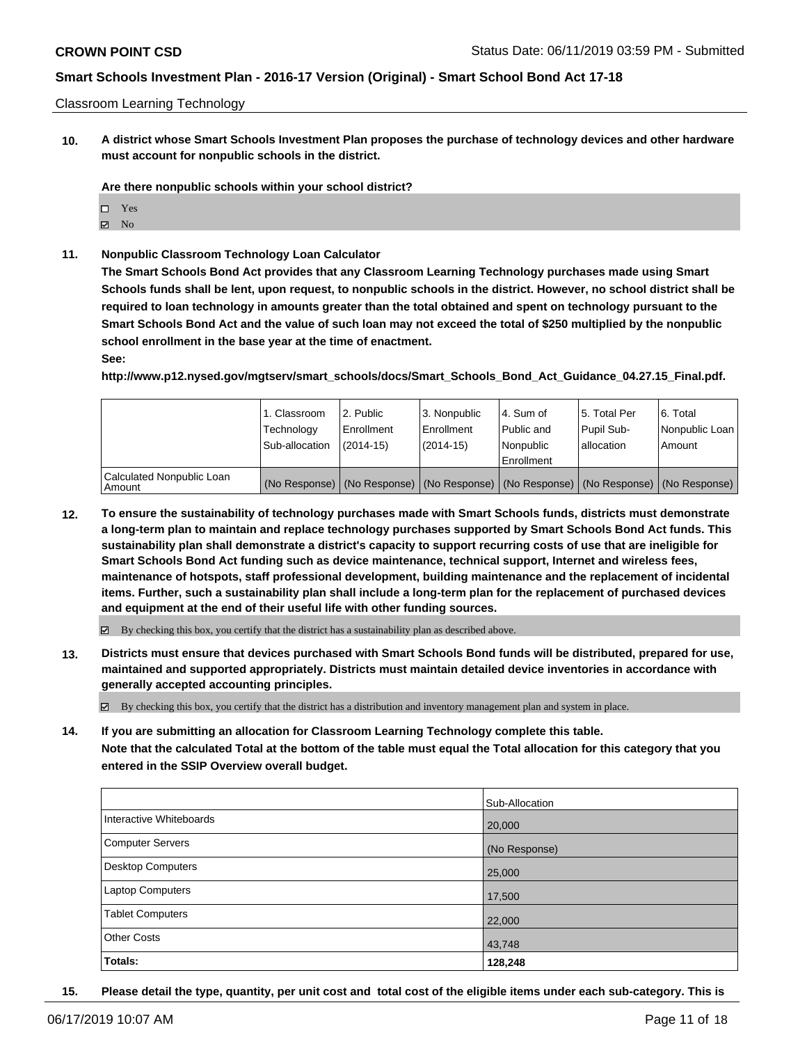Classroom Learning Technology

**10. A district whose Smart Schools Investment Plan proposes the purchase of technology devices and other hardware must account for nonpublic schools in the district.**

**Are there nonpublic schools within your school district?**

- ☐ Yes
- ☑ No

**11. Nonpublic Classroom Technology Loan Calculator**

**The Smart Schools Bond Act provides that any Classroom Learning Technology purchases made using Smart Schools funds shall be lent, upon request, to nonpublic schools in the district. However, no school district shall be required to loan technology in amounts greater than the total obtained and spent on technology pursuant to the Smart Schools Bond Act and the value of such loan may not exceed the total of $250 multiplied by the nonpublic school enrollment in the base year at the time of enactment.**

**See:**

**http://www.p12.nysed.gov/mgtserv/smart_schools/docs/Smart_Schools_Bond_Act_Guidance_04.27.15_Final.pdf.**

| | 1. Classroom Technology Sub-allocation | 2. Public Enrollment (2014-15) | 3. Nonpublic Enrollment (2014-15) | 4. Sum of Public and Nonpublic Enrollment | 5. Total Per Pupil Sub-allocation | 6. Total Nonpublic Loan Amount |
|---|---|---|---|---|---|---|
| Calculated Nonpublic Loan Amount | (No Response) | (No Response) | (No Response) | (No Response) | (No Response) | (No Response) |

**12. To ensure the sustainability of technology purchases made with Smart Schools funds, districts must demonstrate a long-term plan to maintain and replace technology purchases supported by Smart Schools Bond Act funds. This sustainability plan shall demonstrate a district's capacity to support recurring costs of use that are ineligible for Smart Schools Bond Act funding such as device maintenance, technical support, Internet and wireless fees, maintenance of hotspots, staff professional development, building maintenance and the replacement of incidental items. Further, such a sustainability plan shall include a long-term plan for the replacement of purchased devices and equipment at the end of their useful life with other funding sources.**

☑ By checking this box, you certify that the district has a sustainability plan as described above.

**13. Districts must ensure that devices purchased with Smart Schools Bond funds will be distributed, prepared for use, maintained and supported appropriately. Districts must maintain detailed device inventories in accordance with generally accepted accounting principles.**

☑ By checking this box, you certify that the district has a distribution and inventory management plan and system in place.

**14. If you are submitting an allocation for Classroom Learning Technology complete this table.**
**Note that the calculated Total at the bottom of the table must equal the Total allocation for this category that you entered in the SSIP Overview overall budget.**

| | Sub-Allocation |
|---|---|
| Interactive Whiteboards | 20,000 |
| Computer Servers | (No Response) |
| Desktop Computers | 25,000 |
| Laptop Computers | 17,500 |
| Tablet Computers | 22,000 |
| Other Costs | 43,748 |
| **Totals:** | **128,248** |

**15. Please detail the type, quantity, per unit cost and total cost of the eligible items under each sub-category. This is**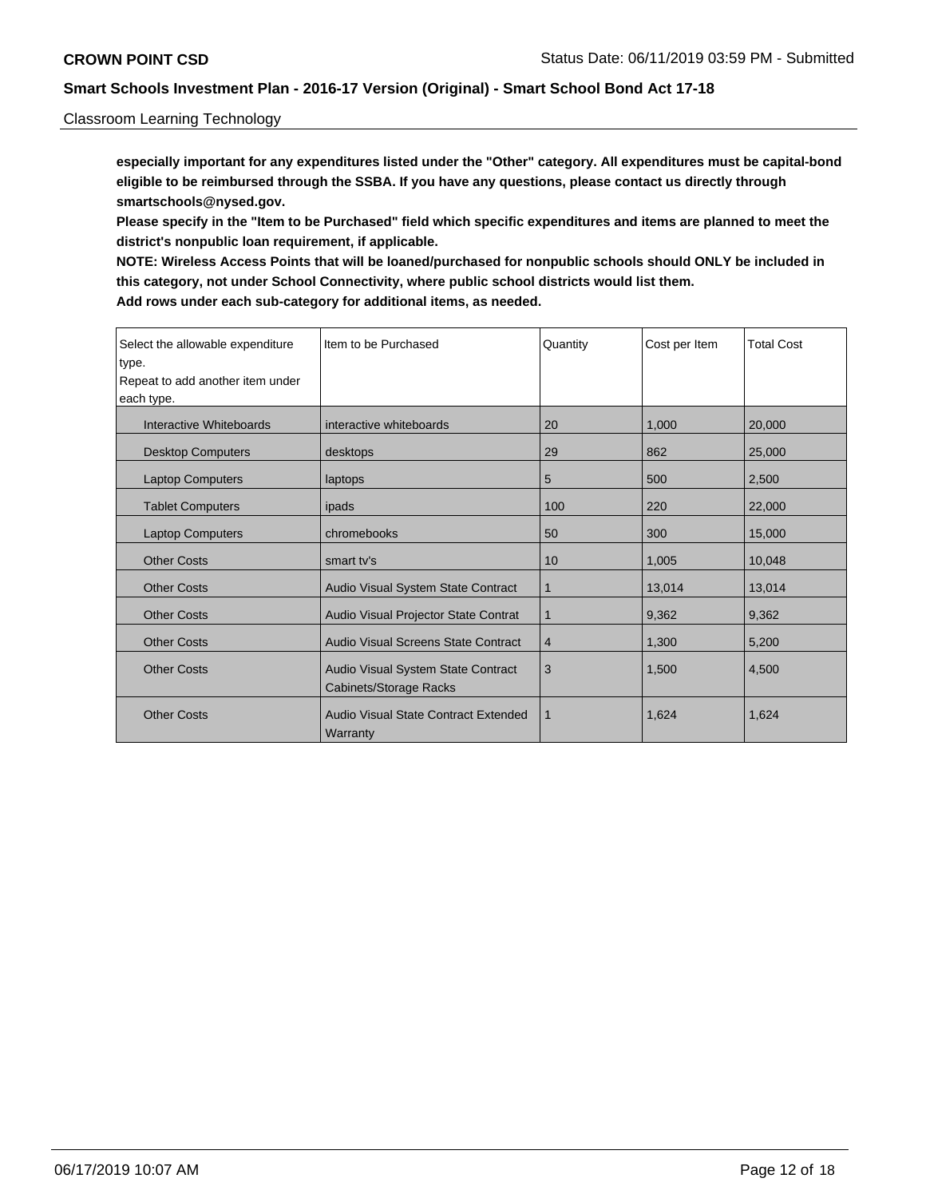Classroom Learning Technology

**especially important for any expenditures listed under the "Other" category. All expenditures must be capital-bond eligible to be reimbursed through the SSBA. If you have any questions, please contact us directly through smartschools@nysed.gov.**

**Please specify in the "Item to be Purchased" field which specific expenditures and items are planned to meet the district's nonpublic loan requirement, if applicable.**

**NOTE: Wireless Access Points that will be loaned/purchased for nonpublic schools should ONLY be included in this category, not under School Connectivity, where public school districts would list them.**

**Add rows under each sub-category for additional items, as needed.**

| Select the allowable expenditure type. Repeat to add another item under each type. | Item to be Purchased | Quantity | Cost per Item | Total Cost |
|---|---|---|---|---|
| Interactive Whiteboards | interactive whiteboards | 20 | 1,000 | 20,000 |
| Desktop Computers | desktops | 29 | 862 | 25,000 |
| Laptop Computers | laptops | 5 | 500 | 2,500 |
| Tablet Computers | ipads | 100 | 220 | 22,000 |
| Laptop Computers | chromebooks | 50 | 300 | 15,000 |
| Other Costs | smart tv's | 10 | 1,005 | 10,048 |
| Other Costs | Audio Visual System State Contract | 1 | 13,014 | 13,014 |
| Other Costs | Audio Visual Projector State Contrat | 1 | 9,362 | 9,362 |
| Other Costs | Audio Visual Screens State Contract | 4 | 1,300 | 5,200 |
| Other Costs | Audio Visual System State Contract Cabinets/Storage Racks | 3 | 1,500 | 4,500 |
| Other Costs | Audio Visual State Contract Extended Warranty | 1 | 1,624 | 1,624 |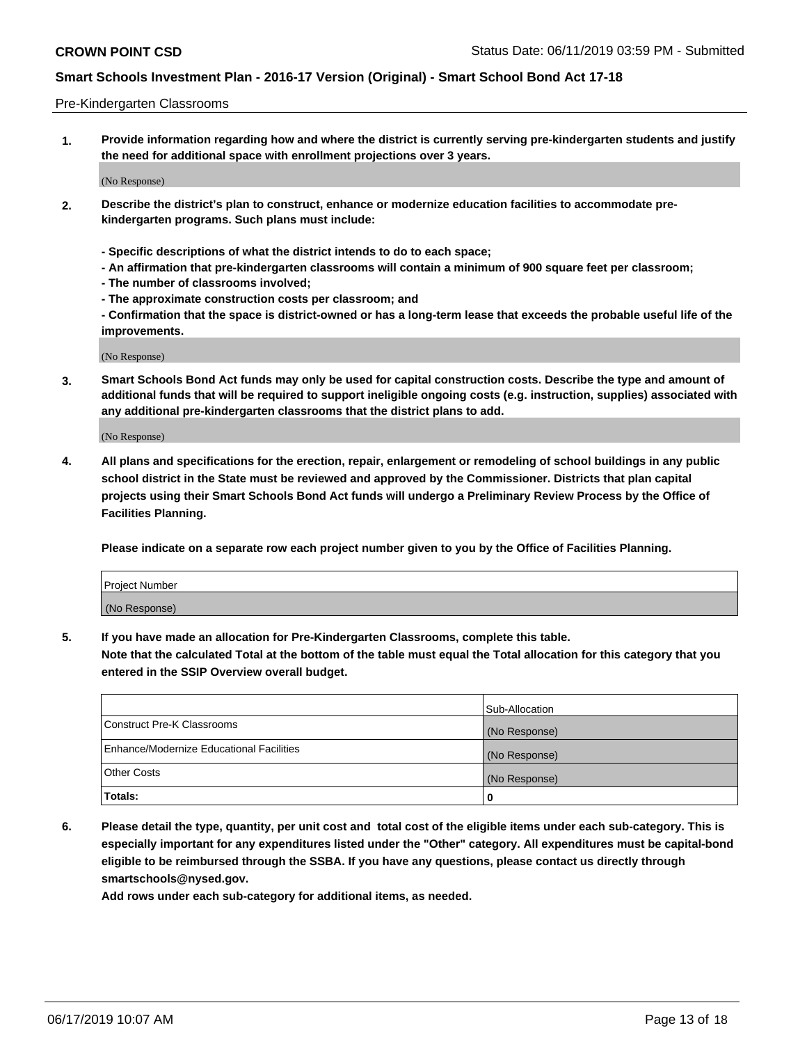Pre-Kindergarten Classrooms

1. **Provide information regarding how and where the district is currently serving pre-kindergarten students and justify the need for additional space with enrollment projections over 3 years.**

   (No Response)

2. **Describe the district's plan to construct, enhance or modernize education facilities to accommodate pre-kindergarten programs. Such plans must include:**

   **- Specific descriptions of what the district intends to do to each space;**
   **- An affirmation that pre-kindergarten classrooms will contain a minimum of 900 square feet per classroom;**
   **- The number of classrooms involved;**
   **- The approximate construction costs per classroom; and**
   **- Confirmation that the space is district-owned or has a long-term lease that exceeds the probable useful life of the improvements.**

   (No Response)

3. **Smart Schools Bond Act funds may only be used for capital construction costs. Describe the type and amount of additional funds that will be required to support ineligible ongoing costs (e.g. instruction, supplies) associated with any additional pre-kindergarten classrooms that the district plans to add.**

   (No Response)

4. **All plans and specifications for the erection, repair, enlargement or remodeling of school buildings in any public school district in the State must be reviewed and approved by the Commissioner. Districts that plan capital projects using their Smart Schools Bond Act funds will undergo a Preliminary Review Process by the Office of Facilities Planning.**

   **Please indicate on a separate row each project number given to you by the Office of Facilities Planning.**

| Project Number |
| --- |
| (No Response) |

5. **If you have made an allocation for Pre-Kindergarten Classrooms, complete this table.**
   **Note that the calculated Total at the bottom of the table must equal the Total allocation for this category that you entered in the SSIP Overview overall budget.**

| | Sub-Allocation |
| --- | --- |
| Construct Pre-K Classrooms | (No Response) |
| Enhance/Modernize Educational Facilities | (No Response) |
| Other Costs | (No Response) |
| **Totals:** | **0** |

6. **Please detail the type, quantity, per unit cost and total cost of the eligible items under each sub-category. This is especially important for any expenditures listed under the "Other" category. All expenditures must be capital-bond eligible to be reimbursed through the SSBA. If you have any questions, please contact us directly through smartschools@nysed.gov.**
   **Add rows under each sub-category for additional items, as needed.**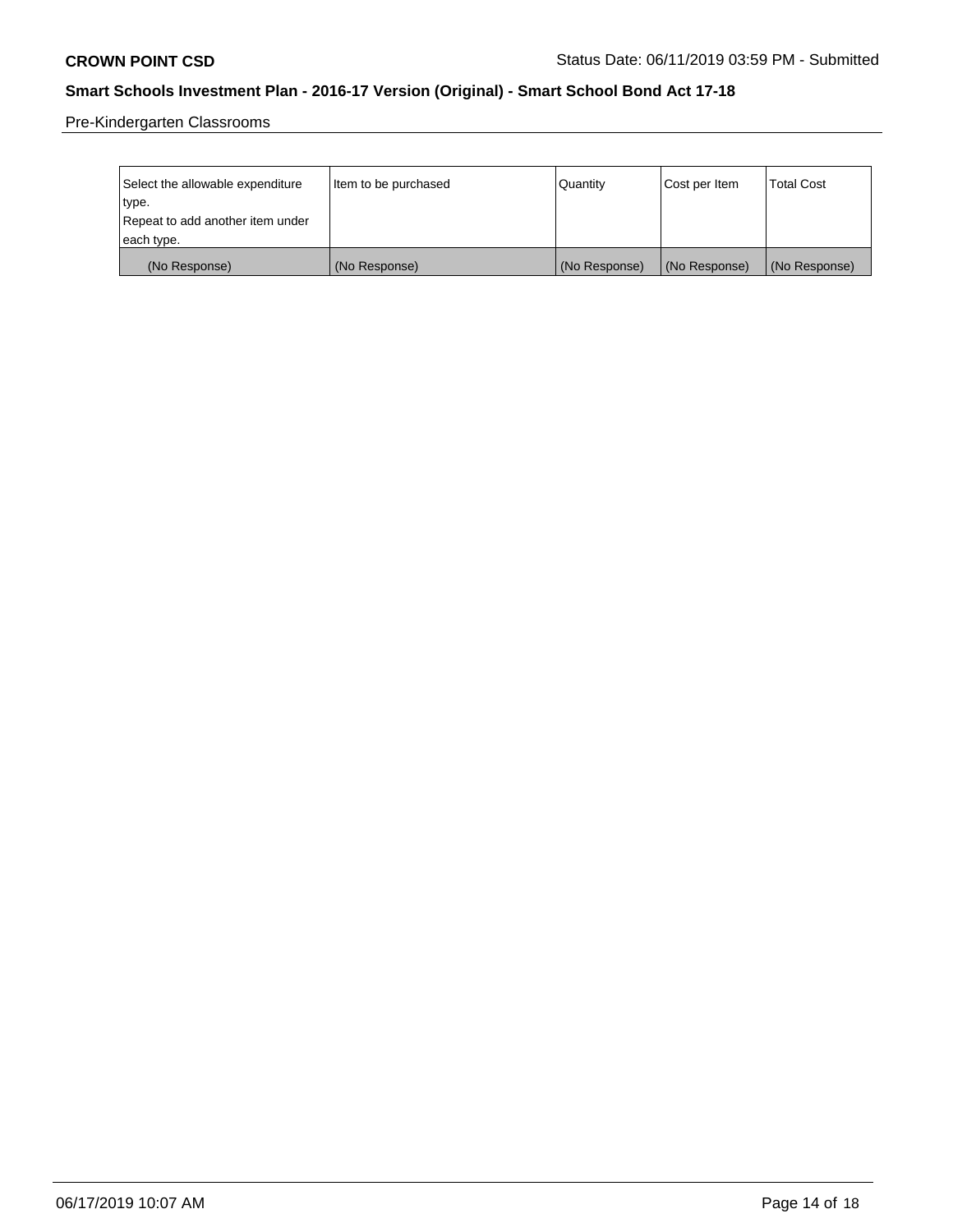Pre-Kindergarten Classrooms

| Select the allowable expenditure type. Repeat to add another item under each type. | Item to be purchased | Quantity | Cost per Item | Total Cost |
|---|---|---|---|---|
| (No Response) | (No Response) | (No Response) | (No Response) | (No Response) |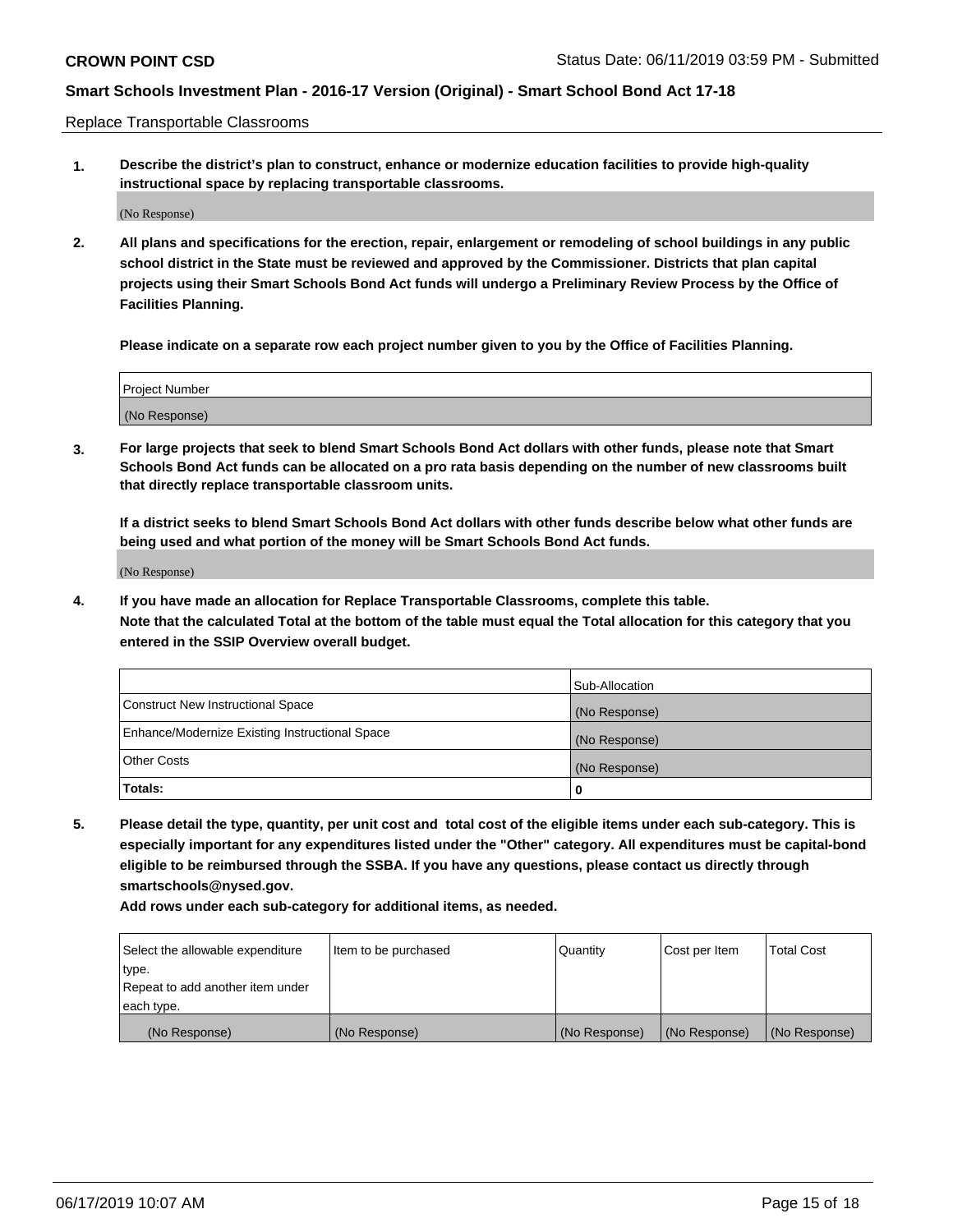Replace Transportable Classrooms

1. **Describe the district's plan to construct, enhance or modernize education facilities to provide high-quality instructional space by replacing transportable classrooms.**

(No Response)

2. **All plans and specifications for the erection, repair, enlargement or remodeling of school buildings in any public school district in the State must be reviewed and approved by the Commissioner. Districts that plan capital projects using their Smart Schools Bond Act funds will undergo a Preliminary Review Process by the Office of Facilities Planning.**

**Please indicate on a separate row each project number given to you by the Office of Facilities Planning.**

| Project Number |
|---|
| (No Response) |

3. **For large projects that seek to blend Smart Schools Bond Act dollars with other funds, please note that Smart Schools Bond Act funds can be allocated on a pro rata basis depending on the number of new classrooms built that directly replace transportable classroom units.**

**If a district seeks to blend Smart Schools Bond Act dollars with other funds describe below what other funds are being used and what portion of the money will be Smart Schools Bond Act funds.**

(No Response)

4. **If you have made an allocation for Replace Transportable Classrooms, complete this table. Note that the calculated Total at the bottom of the table must equal the Total allocation for this category that you entered in the SSIP Overview overall budget.**

| | Sub-Allocation |
|---|---|
| Construct New Instructional Space | (No Response) |
| Enhance/Modernize Existing Instructional Space | (No Response) |
| Other Costs | (No Response) |
| **Totals:** | **0** |

5. **Please detail the type, quantity, per unit cost and total cost of the eligible items under each sub-category. This is especially important for any expenditures listed under the "Other" category. All expenditures must be capital-bond eligible to be reimbursed through the SSBA. If you have any questions, please contact us directly through smartschools@nysed.gov.**

**Add rows under each sub-category for additional items, as needed.**

| Select the allowable expenditure type. Repeat to add another item under each type. | Item to be purchased | Quantity | Cost per Item | Total Cost |
|---|---|---|---|---|
| (No Response) | (No Response) | (No Response) | (No Response) | (No Response) |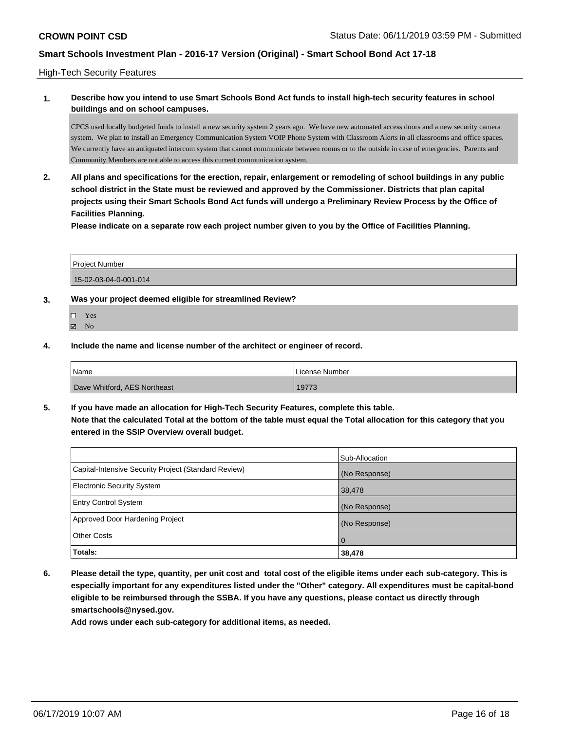High-Tech Security Features

**1. Describe how you intend to use Smart Schools Bond Act funds to install high-tech security features in school buildings and on school campuses.**

CPCS used locally budgeted funds to install a new security system 2 years ago. We have new automated access doors and a new security camera system. We plan to install an Emergency Communication System VOIP Phone System with Classroom Alerts in all classrooms and office spaces. We currently have an antiquated intercom system that cannot communicate between rooms or to the outside in case of emergencies. Parents and Community Members are not able to access this current communication system.

**2. All plans and specifications for the erection, repair, enlargement or remodeling of school buildings in any public school district in the State must be reviewed and approved by the Commissioner. Districts that plan capital projects using their Smart Schools Bond Act funds will undergo a Preliminary Review Process by the Office of Facilities Planning.**

**Please indicate on a separate row each project number given to you by the Office of Facilities Planning.**

| Project Number |
| --- |
| 15-02-03-04-0-001-014 |

**3. Was your project deemed eligible for streamlined Review?**

☐ Yes
☑ No

**4. Include the name and license number of the architect or engineer of record.**

| Name | License Number |
| --- | --- |
| Dave Whitford, AES Northeast | 19773 |

**5. If you have made an allocation for High-Tech Security Features, complete this table.**
**Note that the calculated Total at the bottom of the table must equal the Total allocation for this category that you entered in the SSIP Overview overall budget.**

| | Sub-Allocation |
| --- | --- |
| Capital-Intensive Security Project (Standard Review) | (No Response) |
| Electronic Security System | 38,478 |
| Entry Control System | (No Response) |
| Approved Door Hardening Project | (No Response) |
| Other Costs | 0 |
| **Totals:** | **38,478** |

**6. Please detail the type, quantity, per unit cost and total cost of the eligible items under each sub-category. This is especially important for any expenditures listed under the "Other" category. All expenditures must be capital-bond eligible to be reimbursed through the SSBA. If you have any questions, please contact us directly through smartschools@nysed.gov.**

**Add rows under each sub-category for additional items, as needed.**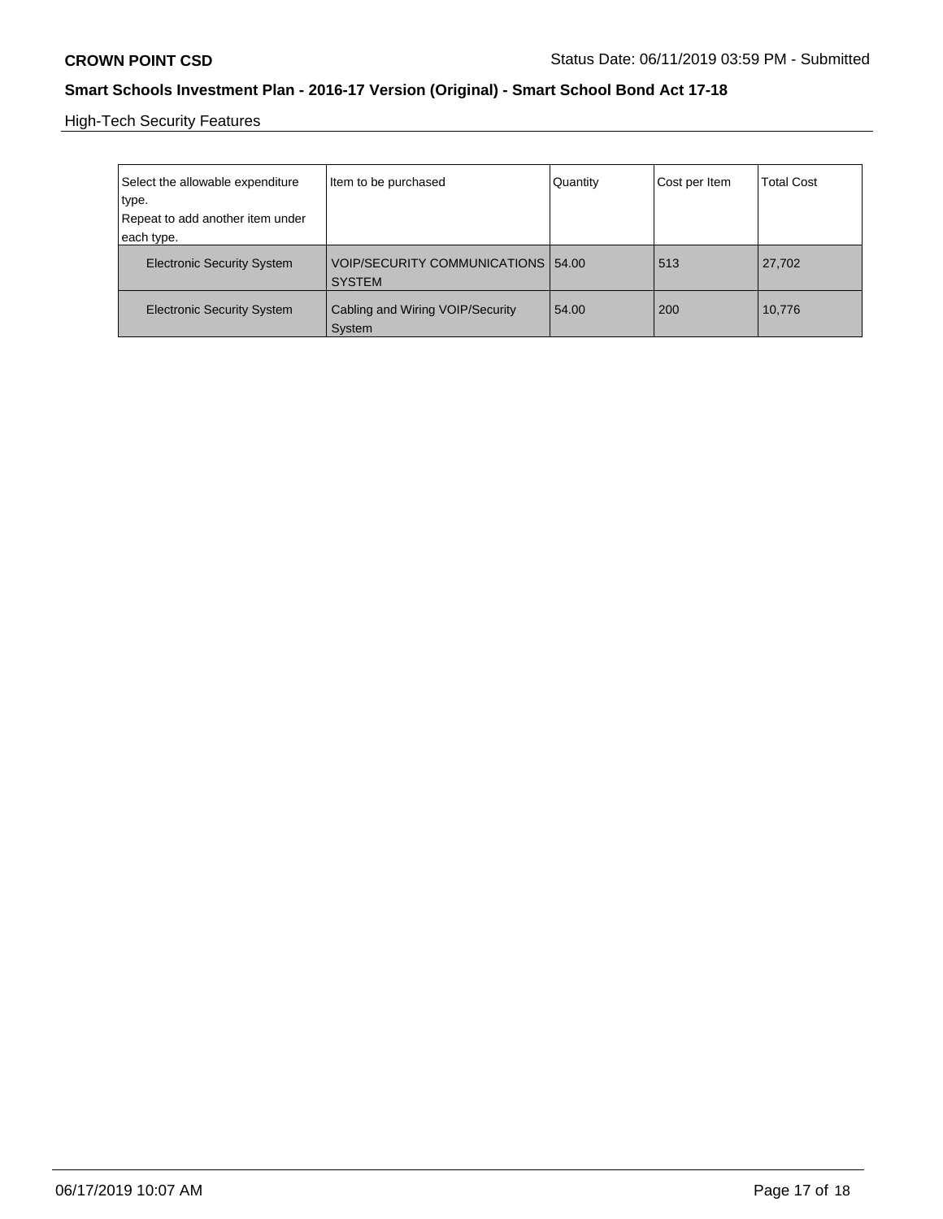High-Tech Security Features

| Select the allowable expenditure type.<br>Repeat to add another item under each type. | Item to be purchased | Quantity | Cost per Item | Total Cost |
|---|---|---|---|---|
| Electronic Security System | VOIP/SECURITY COMMUNICATIONS SYSTEM | 54.00 | 513 | 27,702 |
| Electronic Security System | Cabling and Wiring VOIP/Security System | 54.00 | 200 | 10,776 |